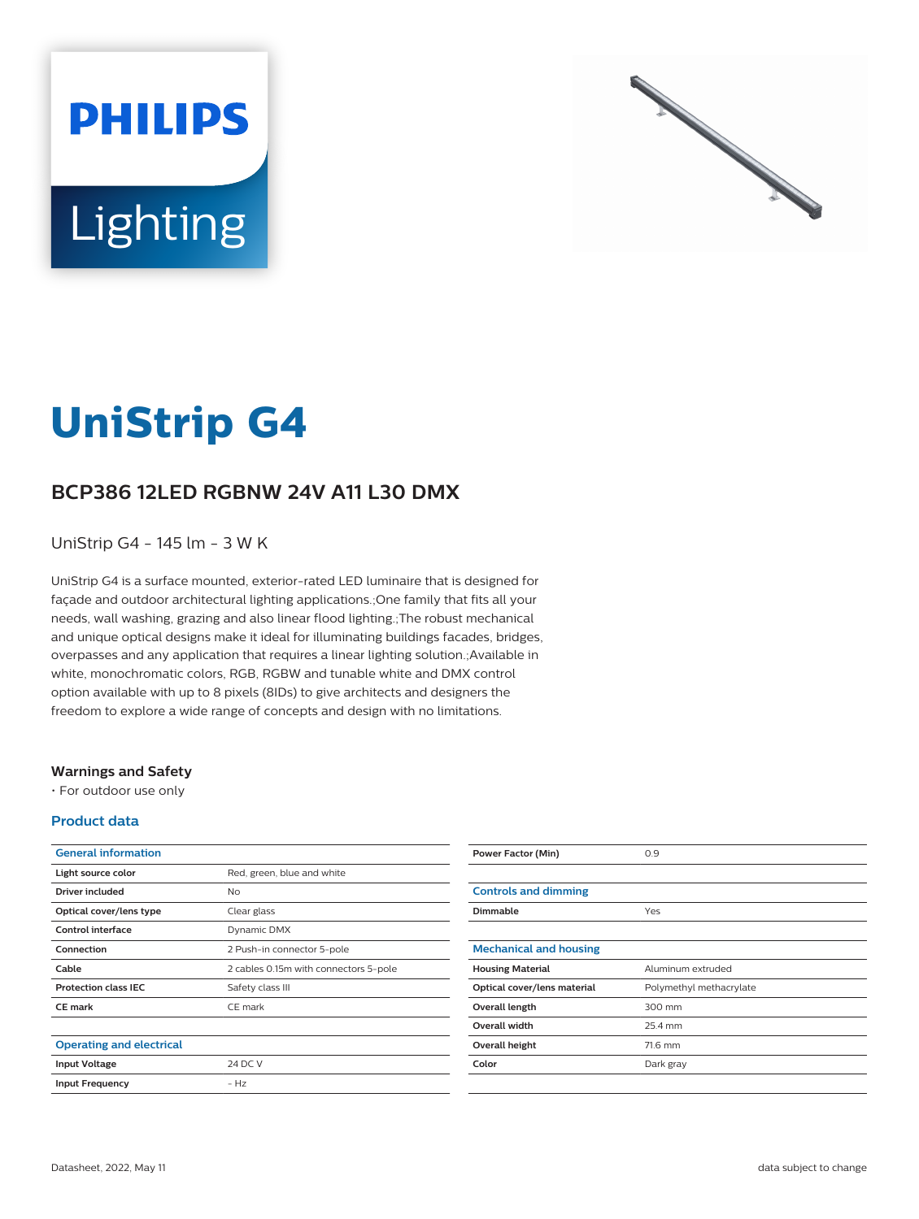# UniStrip G4

## BCP386 12LED RGBNW 24V A11 L30 DMX

UniStrip G4 - 145 lm - 3 W K

UniStrip G4 is a surface mounted, exterior-rated LED luminaire that is designed for façade and outdoor architectural lighting applications.;One family that fits all your needs, wall washing, grazing and also linear flood lighting.;The robust mechanical and unique optical designs make it ideal for illuminating buildings facades, bridges, overpasses and any application that requires a linear lighting solution.;Available in white, monochromatic colors, RGB, RGBW and tunable white and DMX control option available with up to 8 pixels (8IDs) to give architects and designers the freedom to explore a wide range of concepts and design with no limitations.

### Warnings and Safety

- For outdoor use only

### Product data

| General information | |
|---|---|
| Light source color | Red, green, blue and white |
| Driver included | No |
| Optical cover/lens type | Clear glass |
| Control interface | Dynamic DMX |
| Connection | 2 Push-in connector 5-pole |
| Cable | 2 cables 0.15m with connectors 5-pole |
| Protection class IEC | Safety class III |
| CE mark | CE mark |

| Operating and electrical | |
|---|---|
| Input Voltage | 24 DC V |
| Input Frequency | - Hz |
| Power Factor (Min) | 0.9 |

| Controls and dimming | |
|---|---|
| Dimmable | Yes |

| Mechanical and housing | |
|---|---|
| Housing Material | Aluminum extruded |
| Optical cover/lens material | Polymethyl methacrylate |
| Overall length | 300 mm |
| Overall width | 25.4 mm |
| Overall height | 71.6 mm |
| Color | Dark gray |

Datasheet, 2022, May 11

data subject to change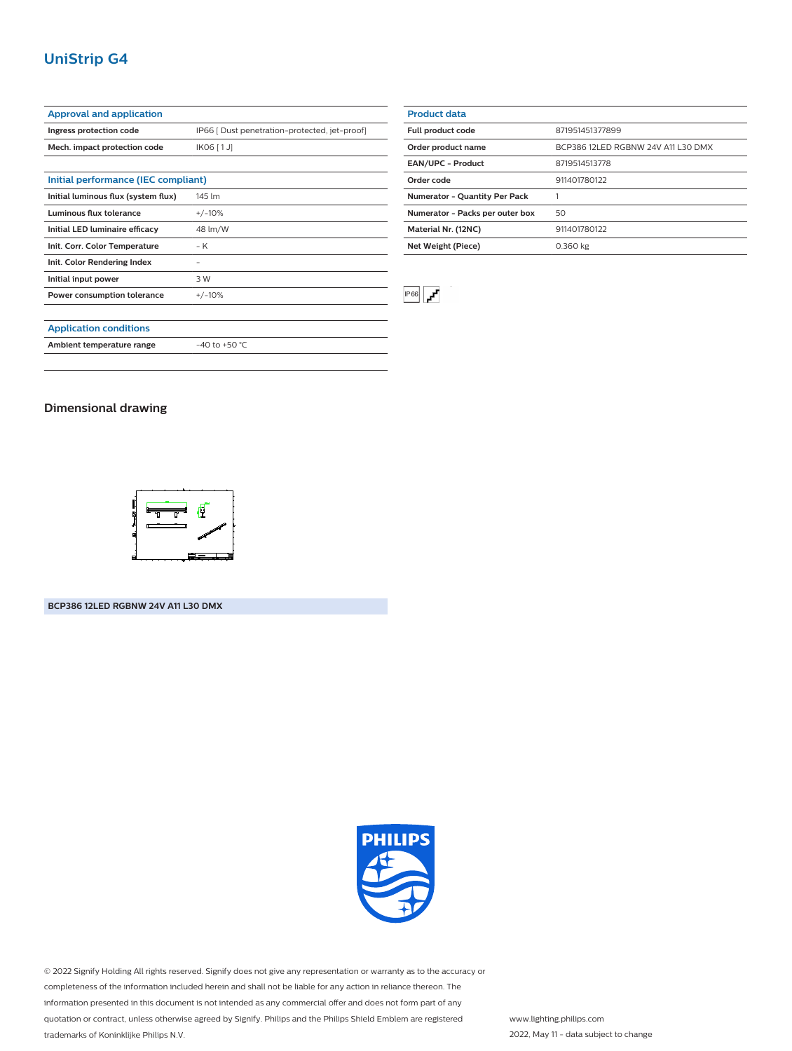# UniStrip G4

| Approval and application | |
|---|---|
| Ingress protection code | IP66 [ Dust penetration-protected, jet-proof] |
| Mech. impact protection code | IK06 [ 1 J] |

| Initial performance (IEC compliant) | |
|---|---|
| Initial luminous flux (system flux) | 145 lm |
| Luminous flux tolerance | +/-10% |
| Initial LED luminaire efficacy | 48 lm/W |
| Init. Corr. Color Temperature | - K |
| Init. Color Rendering Index | - |
| Initial input power | 3 W |
| Power consumption tolerance | +/-10% |

| Application conditions | |
|---|---|
| Ambient temperature range | -40 to +50 °C |

| Product data | |
|---|---|
| Full product code | 871951451377899 |
| Order product name | BCP386 12LED RGBNW 24V A11 L30 DMX |
| EAN/UPC - Product | 8719514513778 |
| Order code | 911401780122 |
| Numerator - Quantity Per Pack | 1 |
| Numerator - Packs per outer box | 50 |
| Material Nr. (12NC) | 911401780122 |
| Net Weight (Piece) | 0.360 kg |

IP 66

## Dimensional drawing

**BCP386 12LED RGBNW 24V A11 L30 DMX**

© 2022 Signify Holding All rights reserved. Signify does not give any representation or warranty as to the accuracy or completeness of the information included herein and shall not be liable for any action in reliance thereon. The information presented in this document is not intended as any commercial offer and does not form part of any quotation or contract, unless otherwise agreed by Signify. Philips and the Philips Shield Emblem are registered trademarks of Koninklijke Philips N.V.

www.lighting.philips.com

2022, May 11 - data subject to change